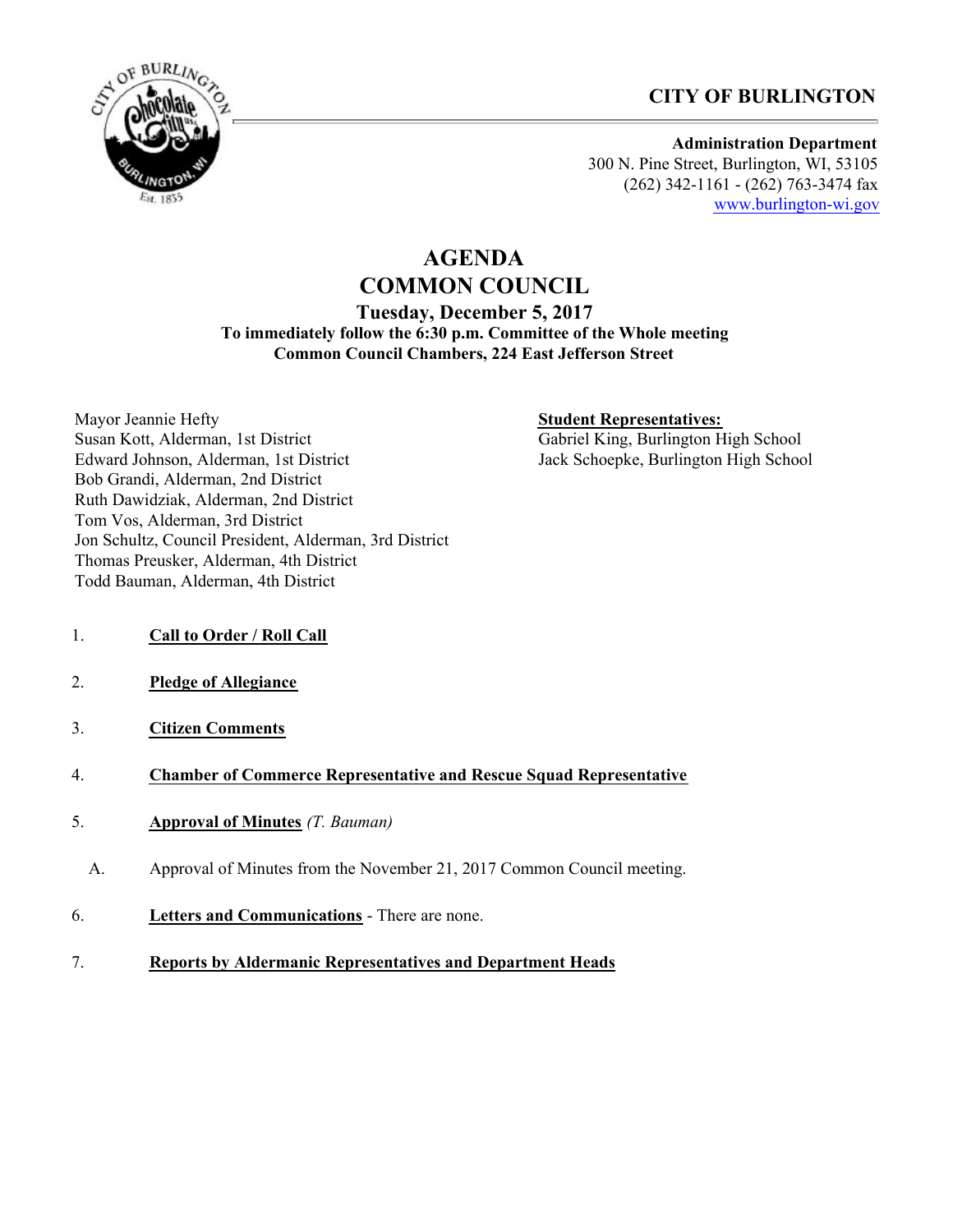**CITY OF BURLINGTON**

**Administration Department**
300 N. Pine Street, Burlington, WI, 53105
(262) 342-1161 - (262) 763-3474 fax
www.burlington-wi.gov

# AGENDA
# COMMON COUNCIL

**Tuesday, December 5, 2017**
**To immediately follow the 6:30 p.m. Committee of the Whole meeting**
**Common Council Chambers, 224 East Jefferson Street**

Mayor Jeannie Hefty
Susan Kott, Alderman, 1st District
Edward Johnson, Alderman, 1st District
Bob Grandi, Alderman, 2nd District
Ruth Dawidziak, Alderman, 2nd District
Tom Vos, Alderman, 3rd District
Jon Schultz, Council President, Alderman, 3rd District
Thomas Preusker, Alderman, 4th District
Todd Bauman, Alderman, 4th District

**Student Representatives:**
Gabriel King, Burlington High School
Jack Schoepke, Burlington High School

1. **Call to Order / Roll Call**

2. **Pledge of Allegiance**

3. **Citizen Comments**

4. **Chamber of Commerce Representative and Rescue Squad Representative**

5. **Approval of Minutes** *(T. Bauman)*

   A. Approval of Minutes from the November 21, 2017 Common Council meeting.

6. **Letters and Communications** - There are none.

7. **Reports by Aldermanic Representatives and Department Heads**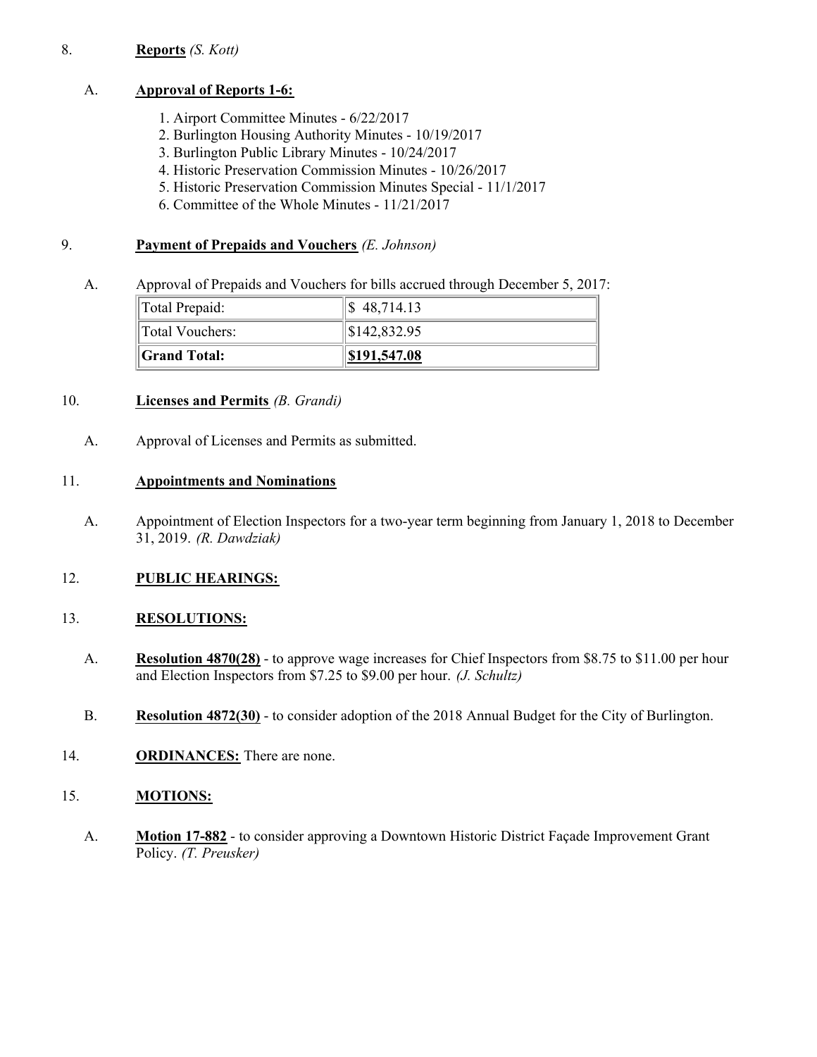8. **Reports** *(S. Kott)*

   A. **Approval of Reports 1-6:**

      1. Airport Committee Minutes - 6/22/2017
      2. Burlington Housing Authority Minutes - 10/19/2017
      3. Burlington Public Library Minutes - 10/24/2017
      4. Historic Preservation Commission Minutes - 10/26/2017
      5. Historic Preservation Commission Minutes Special - 11/1/2017
      6. Committee of the Whole Minutes - 11/21/2017

9. **Payment of Prepaids and Vouchers** *(E. Johnson)*

   A. Approval of Prepaids and Vouchers for bills accrued through December 5, 2017:

| | |
|---|---|
| Total Prepaid: | $ 48,714.13 |
| Total Vouchers: | $142,832.95 |
| **Grand Total:** | **$191,547.08** |

10. **Licenses and Permits** *(B. Grandi)*

    A. Approval of Licenses and Permits as submitted.

11. **Appointments and Nominations**

    A. Appointment of Election Inspectors for a two-year term beginning from January 1, 2018 to December 31, 2019. *(R. Dawdziak)*

12. **PUBLIC HEARINGS:**

13. **RESOLUTIONS:**

    A. **Resolution 4870(28)** - to approve wage increases for Chief Inspectors from $8.75 to $11.00 per hour and Election Inspectors from $7.25 to $9.00 per hour. *(J. Schultz)*

    B. **Resolution 4872(30)** - to consider adoption of the 2018 Annual Budget for the City of Burlington.

14. **ORDINANCES:** There are none.

15. **MOTIONS:**

    A. **Motion 17-882** - to consider approving a Downtown Historic District Façade Improvement Grant Policy. *(T. Preusker)*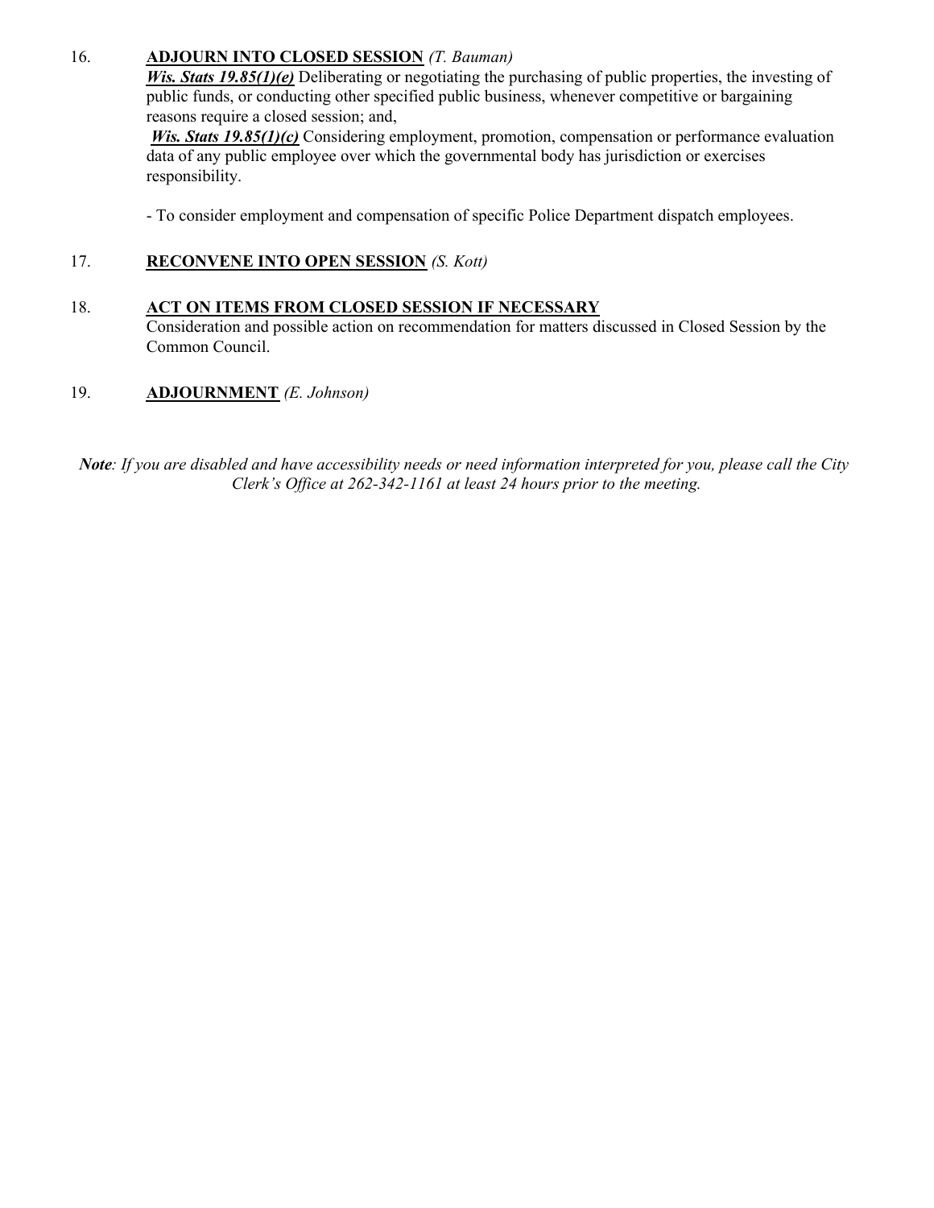16. **ADJOURN INTO CLOSED SESSION** *(T. Bauman)*

    ***Wis. Stats 19.85(1)(e)*** Deliberating or negotiating the purchasing of public properties, the investing of public funds, or conducting other specified public business, whenever competitive or bargaining reasons require a closed session; and,

    ***Wis. Stats 19.85(1)(c)*** Considering employment, promotion, compensation or performance evaluation data of any public employee over which the governmental body has jurisdiction or exercises responsibility.

    - To consider employment and compensation of specific Police Department dispatch employees.

17. **RECONVENE INTO OPEN SESSION** *(S. Kott)*

18. **ACT ON ITEMS FROM CLOSED SESSION IF NECESSARY**

    Consideration and possible action on recommendation for matters discussed in Closed Session by the Common Council.

19. **ADJOURNMENT** *(E. Johnson)*

***Note****: If you are disabled and have accessibility needs or need information interpreted for you, please call the City Clerk's Office at 262-342-1161 at least 24 hours prior to the meeting.*